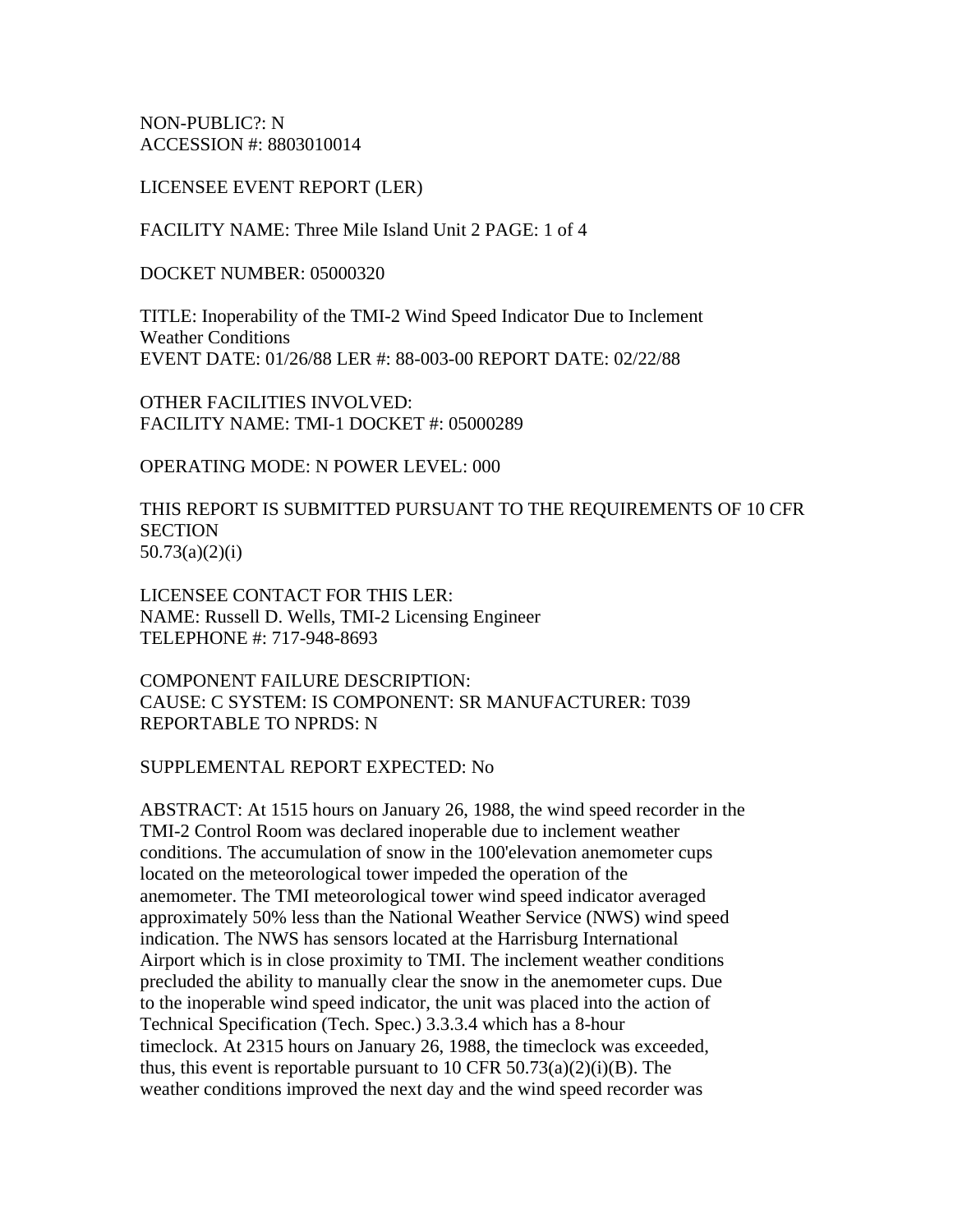NON-PUBLIC?: N
ACCESSION #: 8803010014

LICENSEE EVENT REPORT (LER)

FACILITY NAME: Three Mile Island Unit 2 PAGE: 1 of 4

DOCKET NUMBER: 05000320

TITLE: Inoperability of the TMI-2 Wind Speed Indicator Due to Inclement Weather Conditions
EVENT DATE: 01/26/88 LER #: 88-003-00 REPORT DATE: 02/22/88

OTHER FACILITIES INVOLVED:
FACILITY NAME: TMI-1 DOCKET #: 05000289

OPERATING MODE: N POWER LEVEL: 000

THIS REPORT IS SUBMITTED PURSUANT TO THE REQUIREMENTS OF 10 CFR SECTION
50.73(a)(2)(i)

LICENSEE CONTACT FOR THIS LER:
NAME: Russell D. Wells, TMI-2 Licensing Engineer
TELEPHONE #: 717-948-8693

COMPONENT FAILURE DESCRIPTION:
CAUSE: C SYSTEM: IS COMPONENT: SR MANUFACTURER: T039
REPORTABLE TO NPRDS: N

SUPPLEMENTAL REPORT EXPECTED: No

ABSTRACT: At 1515 hours on January 26, 1988, the wind speed recorder in the TMI-2 Control Room was declared inoperable due to inclement weather conditions. The accumulation of snow in the 100'elevation anemometer cups located on the meteorological tower impeded the operation of the anemometer. The TMI meteorological tower wind speed indicator averaged approximately 50% less than the National Weather Service (NWS) wind speed indication. The NWS has sensors located at the Harrisburg International Airport which is in close proximity to TMI. The inclement weather conditions precluded the ability to manually clear the snow in the anemometer cups. Due to the inoperable wind speed indicator, the unit was placed into the action of Technical Specification (Tech. Spec.) 3.3.3.4 which has a 8-hour timeclock. At 2315 hours on January 26, 1988, the timeclock was exceeded, thus, this event is reportable pursuant to 10 CFR 50.73(a)(2)(i)(B). The weather conditions improved the next day and the wind speed recorder was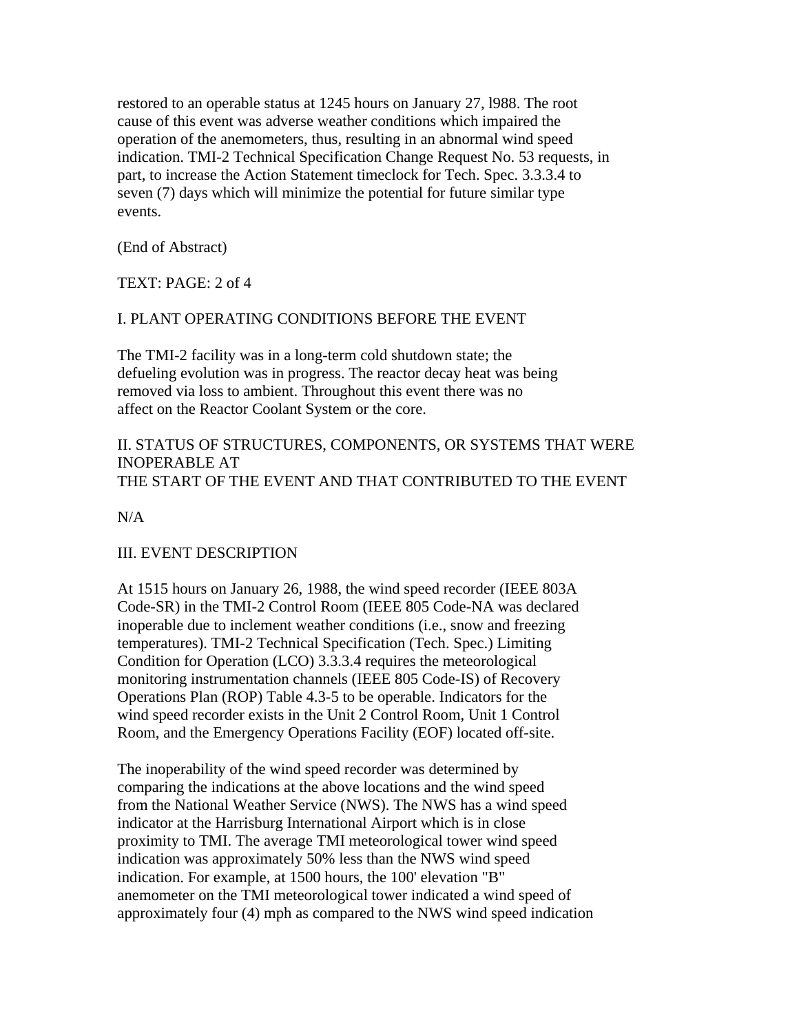restored to an operable status at 1245 hours on January 27, l988. The root cause of this event was adverse weather conditions which impaired the operation of the anemometers, thus, resulting in an abnormal wind speed indication. TMI-2 Technical Specification Change Request No. 53 requests, in part, to increase the Action Statement timeclock for Tech. Spec. 3.3.3.4 to seven (7) days which will minimize the potential for future similar type events.

(End of Abstract)

TEXT: PAGE: 2 of 4

## I. PLANT OPERATING CONDITIONS BEFORE THE EVENT

The TMI-2 facility was in a long-term cold shutdown state; the defueling evolution was in progress. The reactor decay heat was being removed via loss to ambient. Throughout this event there was no affect on the Reactor Coolant System or the core.

## II. STATUS OF STRUCTURES, COMPONENTS, OR SYSTEMS THAT WERE INOPERABLE AT THE START OF THE EVENT AND THAT CONTRIBUTED TO THE EVENT

N/A

## III. EVENT DESCRIPTION

At 1515 hours on January 26, 1988, the wind speed recorder (IEEE 803A Code-SR) in the TMI-2 Control Room (IEEE 805 Code-NA was declared inoperable due to inclement weather conditions (i.e., snow and freezing temperatures). TMI-2 Technical Specification (Tech. Spec.) Limiting Condition for Operation (LCO) 3.3.3.4 requires the meteorological monitoring instrumentation channels (IEEE 805 Code-IS) of Recovery Operations Plan (ROP) Table 4.3-5 to be operable. Indicators for the wind speed recorder exists in the Unit 2 Control Room, Unit 1 Control Room, and the Emergency Operations Facility (EOF) located off-site.

The inoperability of the wind speed recorder was determined by comparing the indications at the above locations and the wind speed from the National Weather Service (NWS). The NWS has a wind speed indicator at the Harrisburg International Airport which is in close proximity to TMI. The average TMI meteorological tower wind speed indication was approximately 50% less than the NWS wind speed indication. For example, at 1500 hours, the 100' elevation "B" anemometer on the TMI meteorological tower indicated a wind speed of approximately four (4) mph as compared to the NWS wind speed indication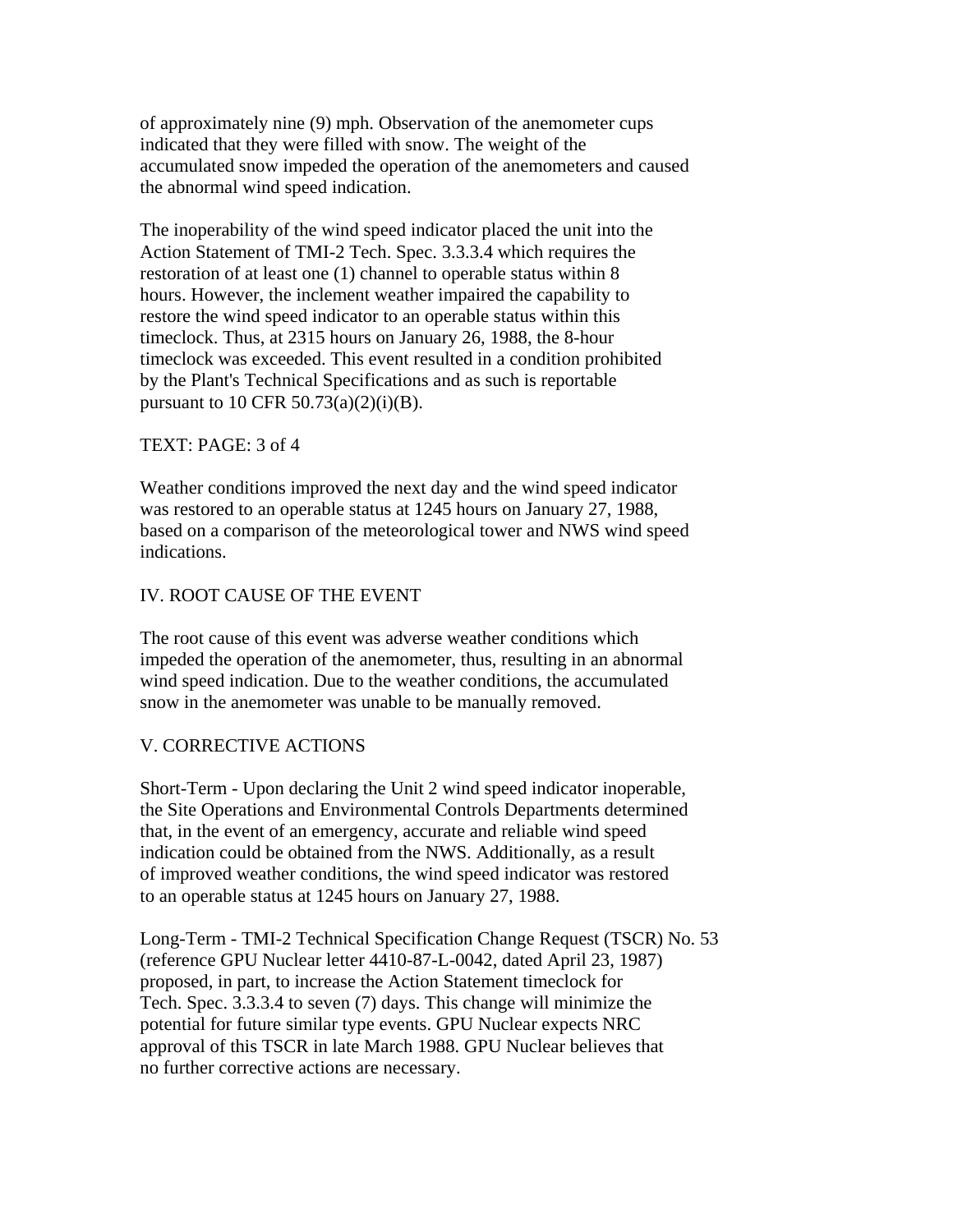of approximately nine (9) mph. Observation of the anemometer cups indicated that they were filled with snow. The weight of the accumulated snow impeded the operation of the anemometers and caused the abnormal wind speed indication.

The inoperability of the wind speed indicator placed the unit into the Action Statement of TMI-2 Tech. Spec. 3.3.3.4 which requires the restoration of at least one (1) channel to operable status within 8 hours. However, the inclement weather impaired the capability to restore the wind speed indicator to an operable status within this timeclock. Thus, at 2315 hours on January 26, 1988, the 8-hour timeclock was exceeded. This event resulted in a condition prohibited by the Plant's Technical Specifications and as such is reportable pursuant to 10 CFR 50.73(a)(2)(i)(B).

TEXT: PAGE: 3 of 4

Weather conditions improved the next day and the wind speed indicator was restored to an operable status at 1245 hours on January 27, 1988, based on a comparison of the meteorological tower and NWS wind speed indications.

## IV. ROOT CAUSE OF THE EVENT

The root cause of this event was adverse weather conditions which impeded the operation of the anemometer, thus, resulting in an abnormal wind speed indication. Due to the weather conditions, the accumulated snow in the anemometer was unable to be manually removed.

## V. CORRECTIVE ACTIONS

Short-Term - Upon declaring the Unit 2 wind speed indicator inoperable, the Site Operations and Environmental Controls Departments determined that, in the event of an emergency, accurate and reliable wind speed indication could be obtained from the NWS. Additionally, as a result of improved weather conditions, the wind speed indicator was restored to an operable status at 1245 hours on January 27, 1988.

Long-Term - TMI-2 Technical Specification Change Request (TSCR) No. 53 (reference GPU Nuclear letter 4410-87-L-0042, dated April 23, 1987) proposed, in part, to increase the Action Statement timeclock for Tech. Spec. 3.3.3.4 to seven (7) days. This change will minimize the potential for future similar type events. GPU Nuclear expects NRC approval of this TSCR in late March 1988. GPU Nuclear believes that no further corrective actions are necessary.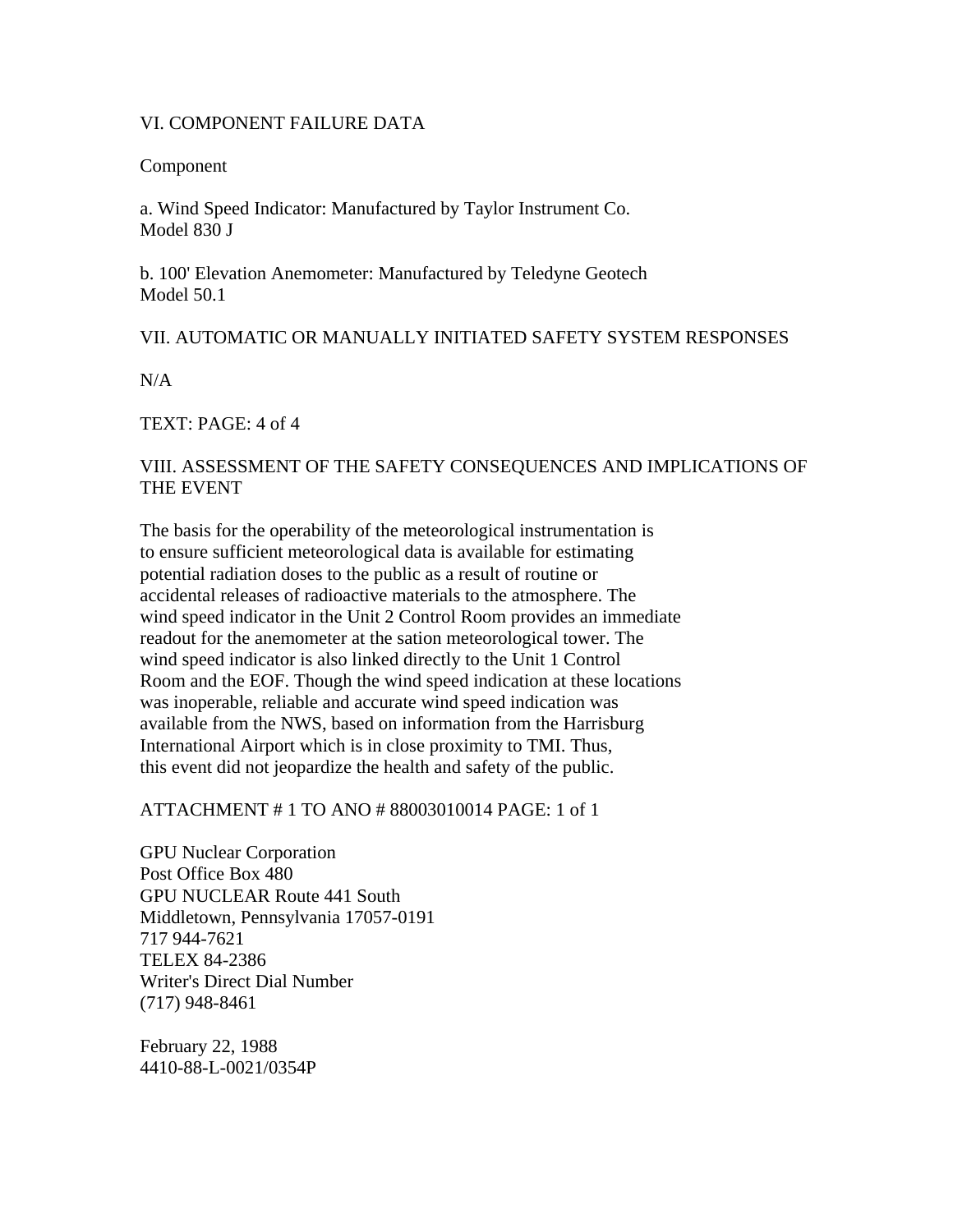## VI. COMPONENT FAILURE DATA

Component

a. Wind Speed Indicator: Manufactured by Taylor Instrument Co.
Model 830 J

b. 100' Elevation Anemometer: Manufactured by Teledyne Geotech
Model 50.1

## VII. AUTOMATIC OR MANUALLY INITIATED SAFETY SYSTEM RESPONSES

N/A

TEXT: PAGE: 4 of 4

## VIII. ASSESSMENT OF THE SAFETY CONSEQUENCES AND IMPLICATIONS OF THE EVENT

The basis for the operability of the meteorological instrumentation is to ensure sufficient meteorological data is available for estimating potential radiation doses to the public as a result of routine or accidental releases of radioactive materials to the atmosphere. The wind speed indicator in the Unit 2 Control Room provides an immediate readout for the anemometer at the sation meteorological tower. The wind speed indicator is also linked directly to the Unit 1 Control Room and the EOF. Though the wind speed indication at these locations was inoperable, reliable and accurate wind speed indication was available from the NWS, based on information from the Harrisburg International Airport which is in close proximity to TMI. Thus, this event did not jeopardize the health and safety of the public.

ATTACHMENT # 1 TO ANO # 88003010014 PAGE: 1 of 1

GPU Nuclear Corporation
Post Office Box 480
GPU NUCLEAR Route 441 South
Middletown, Pennsylvania 17057-0191
717 944-7621
TELEX 84-2386
Writer's Direct Dial Number
(717) 948-8461

February 22, 1988
4410-88-L-0021/0354P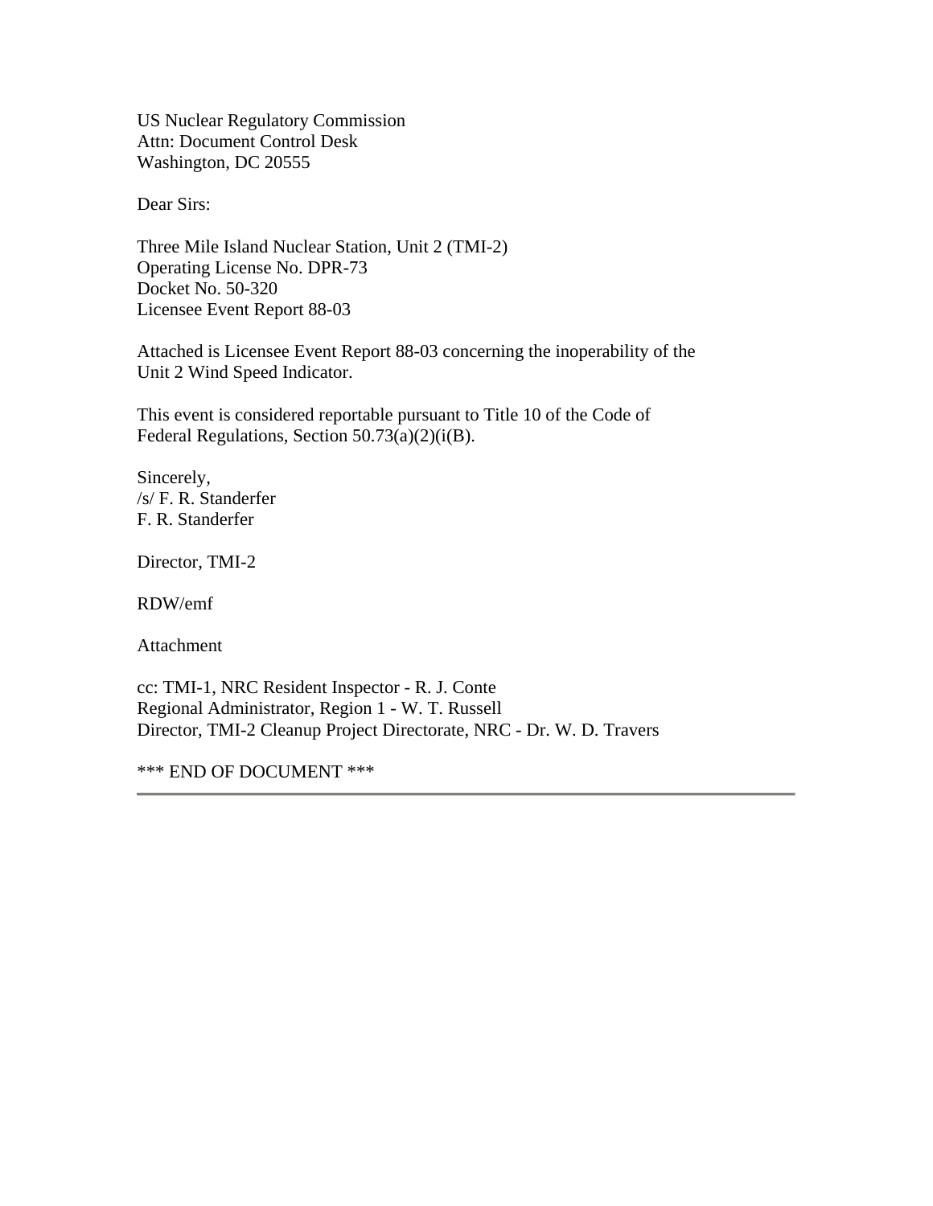US Nuclear Regulatory Commission
Attn: Document Control Desk
Washington, DC 20555

Dear Sirs:

Three Mile Island Nuclear Station, Unit 2 (TMI-2)
Operating License No. DPR-73
Docket No. 50-320
Licensee Event Report 88-03

Attached is Licensee Event Report 88-03 concerning the inoperability of the Unit 2 Wind Speed Indicator.

This event is considered reportable pursuant to Title 10 of the Code of Federal Regulations, Section 50.73(a)(2)(i(B).

Sincerely,
/s/ F. R. Standerfer
F. R. Standerfer

Director, TMI-2

RDW/emf

Attachment

cc: TMI-1, NRC Resident Inspector - R. J. Conte
Regional Administrator, Region 1 - W. T. Russell
Director, TMI-2 Cleanup Project Directorate, NRC - Dr. W. D. Travers

*** END OF DOCUMENT ***

---